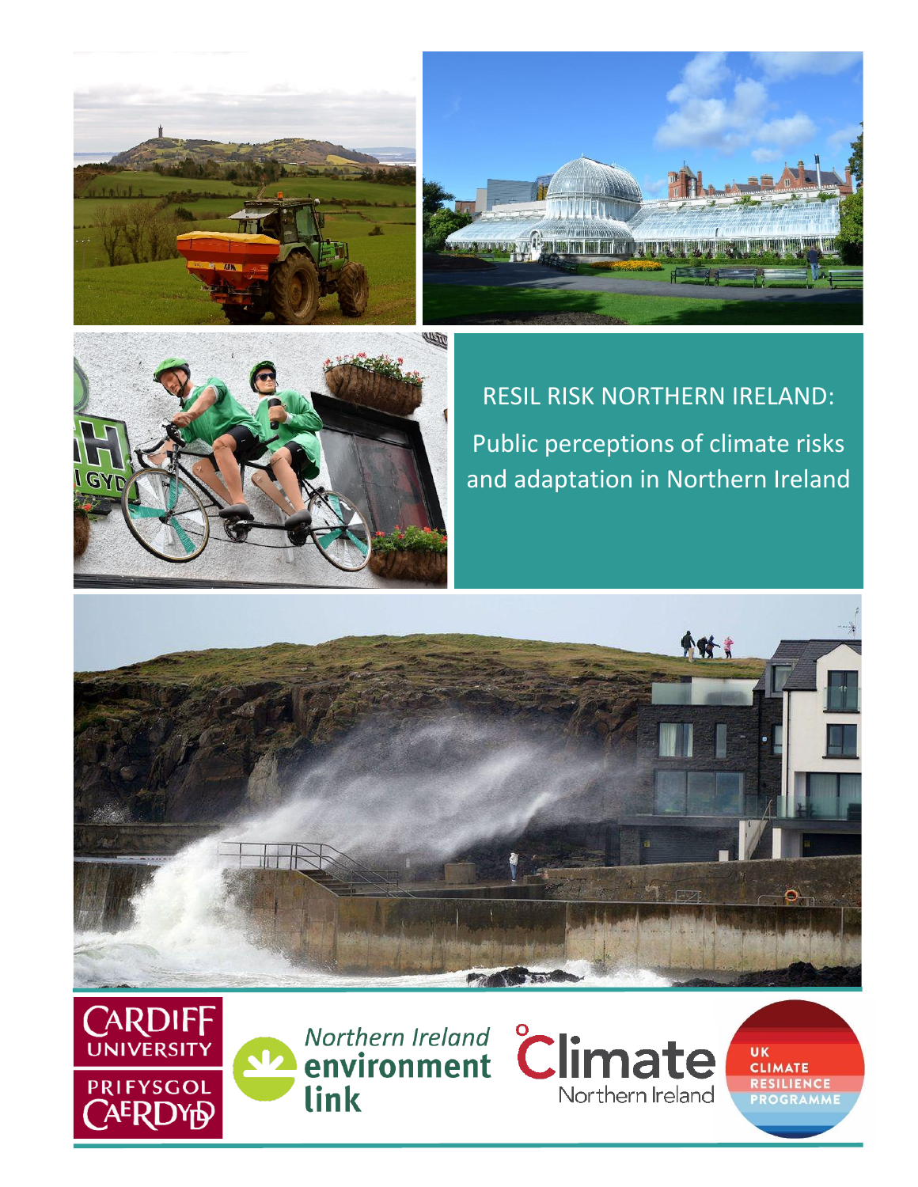# RESIL RISK NORTHERN IRELAND:

## Public perceptions of climate risks and adaptation in Northern Ireland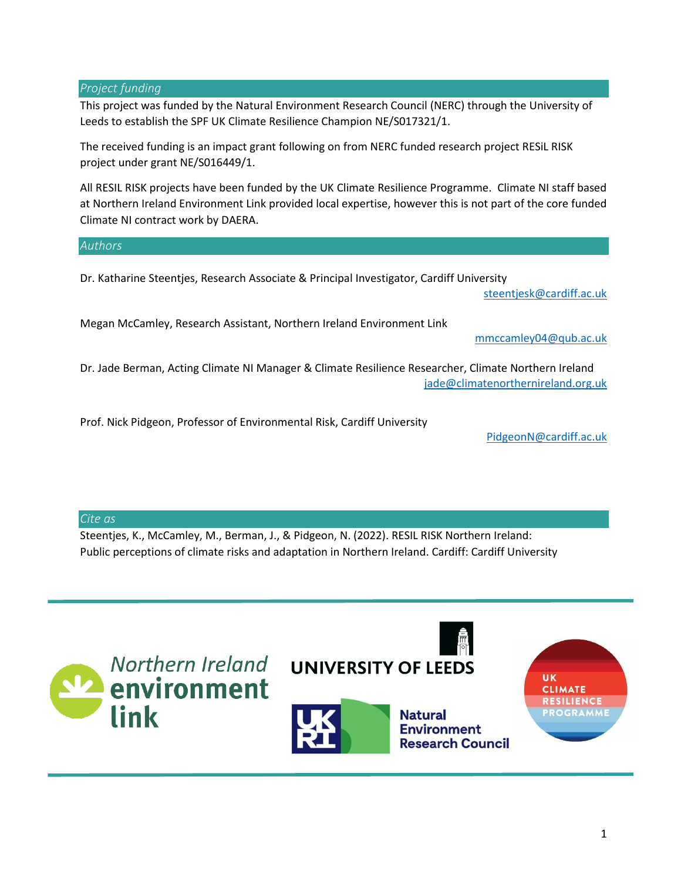## *Project funding*

This project was funded by the Natural Environment Research Council (NERC) through the University of Leeds to establish the SPF UK Climate Resilience Champion NE/S017321/1.

The received funding is an impact grant following on from NERC funded research project RESiL RISK project under grant NE/S016449/1.

All RESIL RISK projects have been funded by the UK Climate Resilience Programme. Climate NI staff based at Northern Ireland Environment Link provided local expertise, however this is not part of the core funded Climate NI contract work by DAERA.

## *Authors*

Dr. Katharine Steentjes, Research Associate & Principal Investigator, Cardiff University
steentjesk@cardiff.ac.uk

Megan McCamley, Research Assistant, Northern Ireland Environment Link
mmccamley04@qub.ac.uk

Dr. Jade Berman, Acting Climate NI Manager & Climate Resilience Researcher, Climate Northern Ireland
jade@climatenorthernireland.org.uk

Prof. Nick Pidgeon, Professor of Environmental Risk, Cardiff University
PidgeonN@cardiff.ac.uk

## *Cite as*

Steentjes, K., McCamley, M., Berman, J., & Pidgeon, N. (2022). RESIL RISK Northern Ireland: Public perceptions of climate risks and adaptation in Northern Ireland. Cardiff: Cardiff University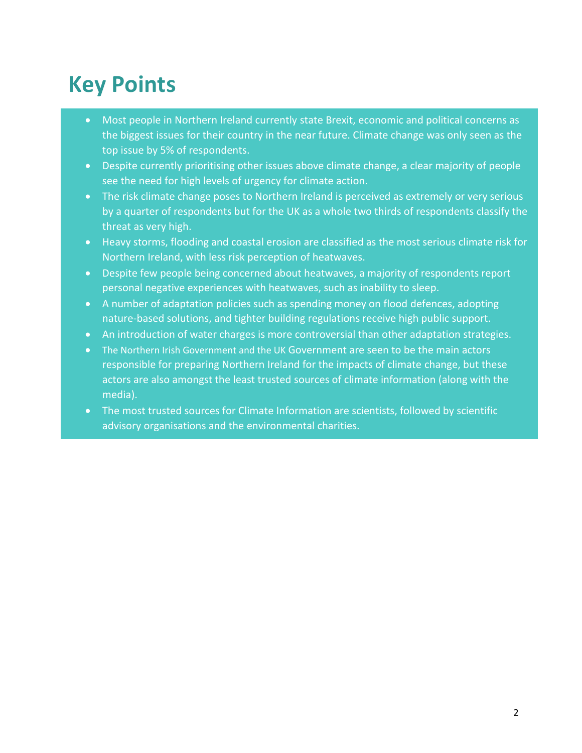# Key Points

- Most people in Northern Ireland currently state Brexit, economic and political concerns as the biggest issues for their country in the near future. Climate change was only seen as the top issue by 5% of respondents.
- Despite currently prioritising other issues above climate change, a clear majority of people see the need for high levels of urgency for climate action.
- The risk climate change poses to Northern Ireland is perceived as extremely or very serious by a quarter of respondents but for the UK as a whole two thirds of respondents classify the threat as very high.
- Heavy storms, flooding and coastal erosion are classified as the most serious climate risk for Northern Ireland, with less risk perception of heatwaves.
- Despite few people being concerned about heatwaves, a majority of respondents report personal negative experiences with heatwaves, such as inability to sleep.
- A number of adaptation policies such as spending money on flood defences, adopting nature-based solutions, and tighter building regulations receive high public support.
- An introduction of water charges is more controversial than other adaptation strategies.
- The Northern Irish Government and the UK Government are seen to be the main actors responsible for preparing Northern Ireland for the impacts of climate change, but these actors are also amongst the least trusted sources of climate information (along with the media).
- The most trusted sources for Climate Information are scientists, followed by scientific advisory organisations and the environmental charities.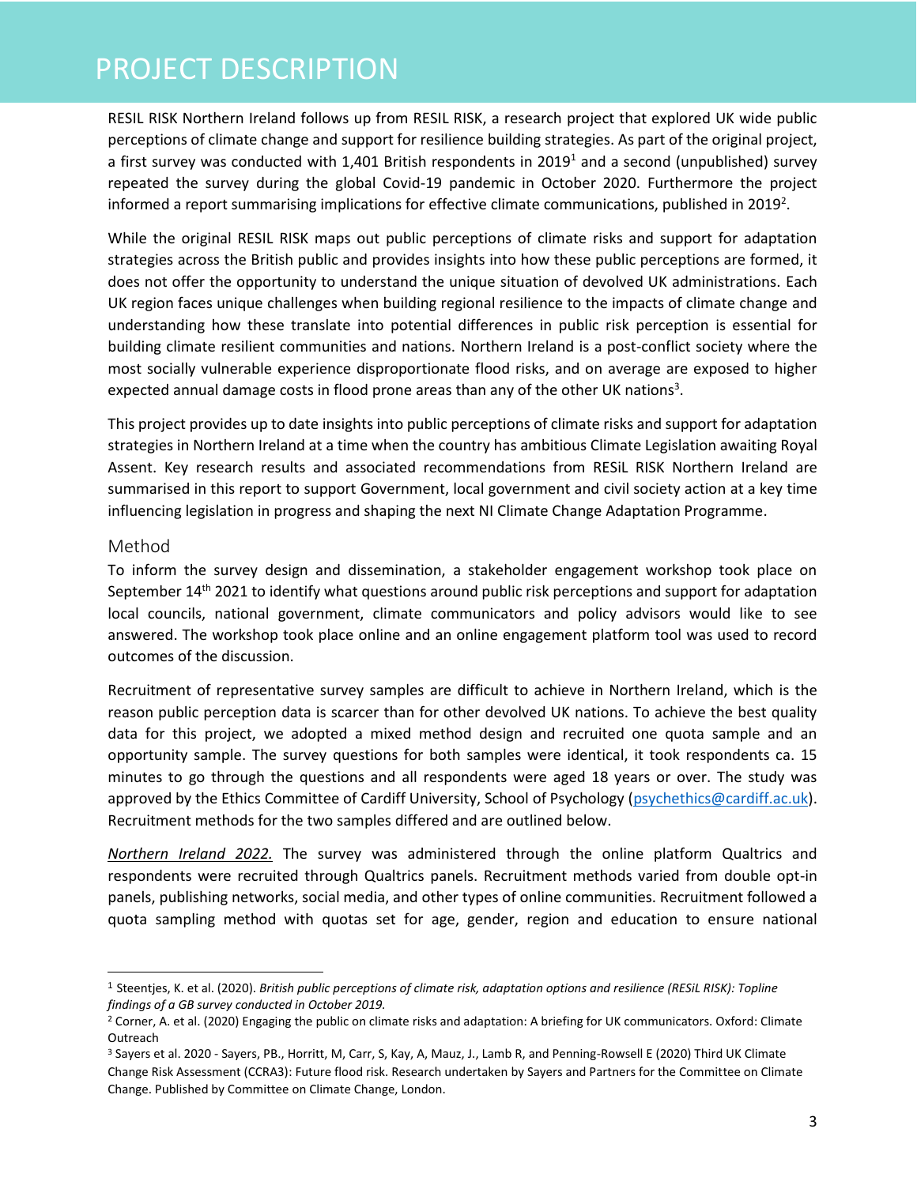# PROJECT DESCRIPTION

RESIL RISK Northern Ireland follows up from RESIL RISK, a research project that explored UK wide public perceptions of climate change and support for resilience building strategies. As part of the original project, a first survey was conducted with 1,401 British respondents in 2019[1] and a second (unpublished) survey repeated the survey during the global Covid-19 pandemic in October 2020. Furthermore the project informed a report summarising implications for effective climate communications, published in 2019[2].

While the original RESIL RISK maps out public perceptions of climate risks and support for adaptation strategies across the British public and provides insights into how these public perceptions are formed, it does not offer the opportunity to understand the unique situation of devolved UK administrations. Each UK region faces unique challenges when building regional resilience to the impacts of climate change and understanding how these translate into potential differences in public risk perception is essential for building climate resilient communities and nations. Northern Ireland is a post-conflict society where the most socially vulnerable experience disproportionate flood risks, and on average are exposed to higher expected annual damage costs in flood prone areas than any of the other UK nations[3].

This project provides up to date insights into public perceptions of climate risks and support for adaptation strategies in Northern Ireland at a time when the country has ambitious Climate Legislation awaiting Royal Assent. Key research results and associated recommendations from RESiL RISK Northern Ireland are summarised in this report to support Government, local government and civil society action at a key time influencing legislation in progress and shaping the next NI Climate Change Adaptation Programme.

## Method

To inform the survey design and dissemination, a stakeholder engagement workshop took place on September 14th 2021 to identify what questions around public risk perceptions and support for adaptation local councils, national government, climate communicators and policy advisors would like to see answered. The workshop took place online and an online engagement platform tool was used to record outcomes of the discussion.

Recruitment of representative survey samples are difficult to achieve in Northern Ireland, which is the reason public perception data is scarcer than for other devolved UK nations. To achieve the best quality data for this project, we adopted a mixed method design and recruited one quota sample and an opportunity sample. The survey questions for both samples were identical, it took respondents ca. 15 minutes to go through the questions and all respondents were aged 18 years or over. The study was approved by the Ethics Committee of Cardiff University, School of Psychology (psychethics@cardiff.ac.uk). Recruitment methods for the two samples differed and are outlined below.

*Northern Ireland 2022.* The survey was administered through the online platform Qualtrics and respondents were recruited through Qualtrics panels. Recruitment methods varied from double opt-in panels, publishing networks, social media, and other types of online communities. Recruitment followed a quota sampling method with quotas set for age, gender, region and education to ensure national

---

[1] Steentjes, K. et al. (2020). *British public perceptions of climate risk, adaptation options and resilience (RESiL RISK): Topline findings of a GB survey conducted in October 2019.*

[2] Corner, A. et al. (2020) Engaging the public on climate risks and adaptation: A briefing for UK communicators. Oxford: Climate Outreach

[3] Sayers et al. 2020 - Sayers, PB., Horritt, M, Carr, S, Kay, A, Mauz, J., Lamb R, and Penning-Rowsell E (2020) Third UK Climate Change Risk Assessment (CCRA3): Future flood risk. Research undertaken by Sayers and Partners for the Committee on Climate Change. Published by Committee on Climate Change, London.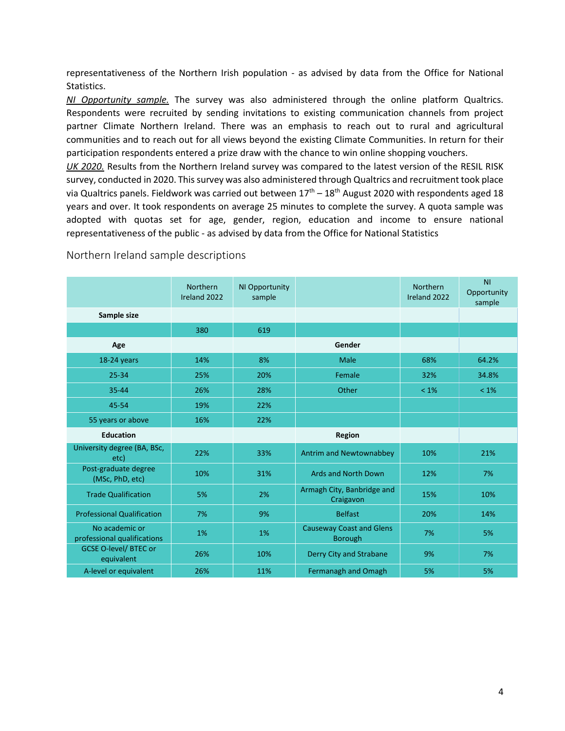representativeness of the Northern Irish population - as advised by data from the Office for National Statistics.

***NI Opportunity sample.*** The survey was also administered through the online platform Qualtrics. Respondents were recruited by sending invitations to existing communication channels from project partner Climate Northern Ireland. There was an emphasis to reach out to rural and agricultural communities and to reach out for all views beyond the existing Climate Communities. In return for their participation respondents entered a prize draw with the chance to win online shopping vouchers.

***UK 2020.*** Results from the Northern Ireland survey was compared to the latest version of the RESIL RISK survey, conducted in 2020. This survey was also administered through Qualtrics and recruitment took place via Qualtrics panels. Fieldwork was carried out between 17th – 18th August 2020 with respondents aged 18 years and over. It took respondents on average 25 minutes to complete the survey. A quota sample was adopted with quotas set for age, gender, region, education and income to ensure national representativeness of the public - as advised by data from the Office for National Statistics

## Northern Ireland sample descriptions

| | Northern Ireland 2022 | NI Opportunity sample | | Northern Ireland 2022 | NI Opportunity sample |
|---|---|---|---|---|---|
| **Sample size** | | | | | |
| | 380 | 619 | | | |
| **Age** | | | **Gender** | | |
| 18-24 years | 14% | 8% | Male | 68% | 64.2% |
| 25-34 | 25% | 20% | Female | 32% | 34.8% |
| 35-44 | 26% | 28% | Other | < 1% | < 1% |
| 45-54 | 19% | 22% | | | |
| 55 years or above | 16% | 22% | | | |
| **Education** | | | **Region** | | |
| University degree (BA, BSc, etc) | 22% | 33% | Antrim and Newtownabbey | 10% | 21% |
| Post-graduate degree (MSc, PhD, etc) | 10% | 31% | Ards and North Down | 12% | 7% |
| Trade Qualification | 5% | 2% | Armagh City, Banbridge and Craigavon | 15% | 10% |
| Professional Qualification | 7% | 9% | Belfast | 20% | 14% |
| No academic or professional qualifications | 1% | 1% | Causeway Coast and Glens Borough | 7% | 5% |
| GCSE O-level/ BTEC or equivalent | 26% | 10% | Derry City and Strabane | 9% | 7% |
| A-level or equivalent | 26% | 11% | Fermanagh and Omagh | 5% | 5% |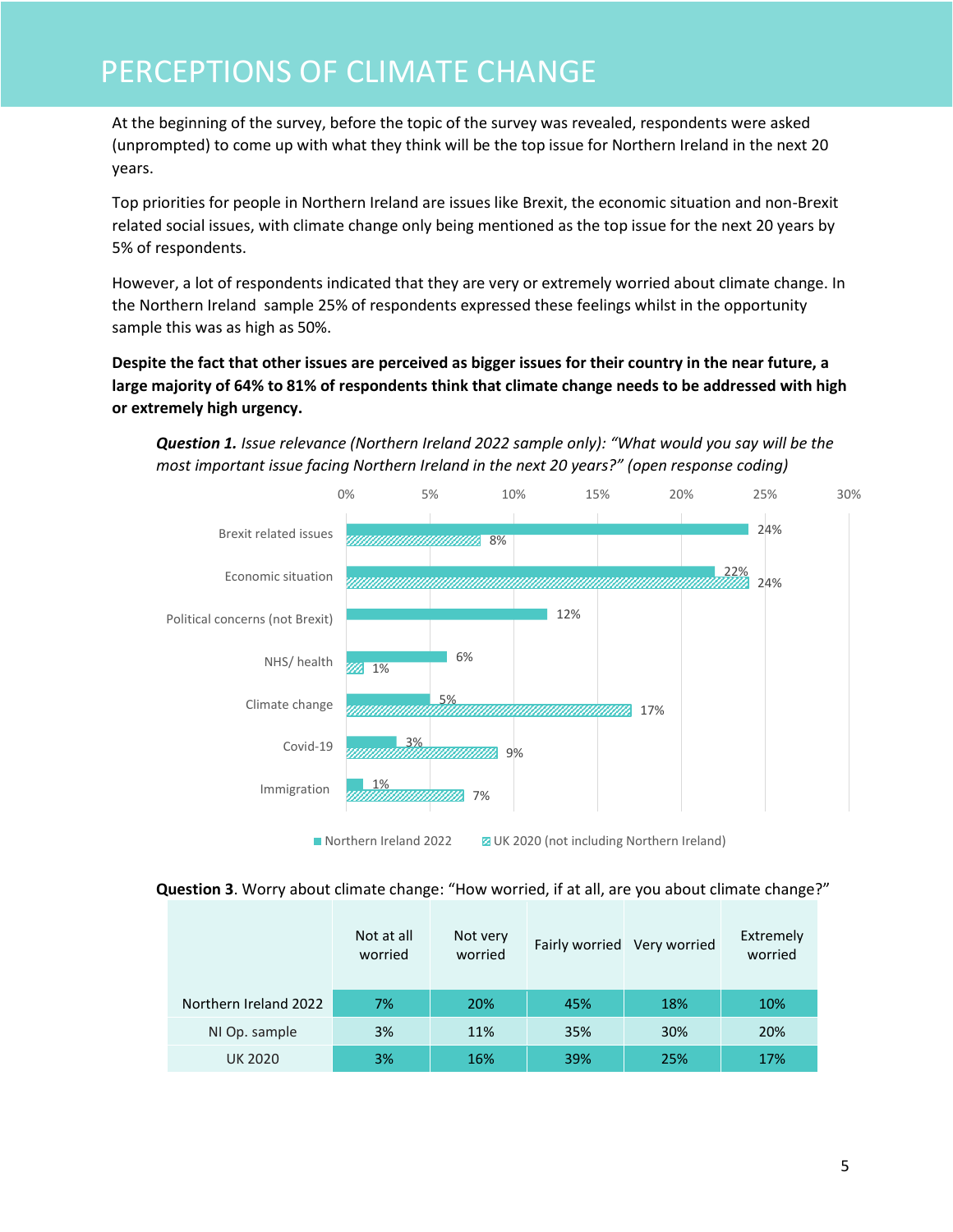# PERCEPTIONS OF CLIMATE CHANGE

At the beginning of the survey, before the topic of the survey was revealed, respondents were asked (unprompted) to come up with what they think will be the top issue for Northern Ireland in the next 20 years.

Top priorities for people in Northern Ireland are issues like Brexit, the economic situation and non-Brexit related social issues, with climate change only being mentioned as the top issue for the next 20 years by 5% of respondents.

However, a lot of respondents indicated that they are very or extremely worried about climate change. In the Northern Ireland sample 25% of respondents expressed these feelings whilst in the opportunity sample this was as high as 50%.

**Despite the fact that other issues are perceived as bigger issues for their country in the near future, a large majority of 64% to 81% of respondents think that climate change needs to be addressed with high or extremely high urgency.**

***Question 1.*** *Issue relevance (Northern Ireland 2022 sample only): "What would you say will be the most important issue facing Northern Ireland in the next 20 years?" (open response coding)*

| Issue | Northern Ireland 2022 | UK 2020 (not including Northern Ireland) |
|---|---|---|
| Brexit related issues | 24% | 8% |
| Economic situation | 22% | 24% |
| Political concerns (not Brexit) | 12% | |
| NHS/ health | 6% | 1% |
| Climate change | 5% | 17% |
| Covid-19 | 3% | 9% |
| Immigration | 1% | 7% |

**Question 3**. Worry about climate change: "How worried, if at all, are you about climate change?"

| | Not at all worried | Not very worried | Fairly worried | Very worried | Extremely worried |
|---|---|---|---|---|---|
| Northern Ireland 2022 | 7% | 20% | 45% | 18% | 10% |
| NI Op. sample | 3% | 11% | 35% | 30% | 20% |
| UK 2020 | 3% | 16% | 39% | 25% | 17% |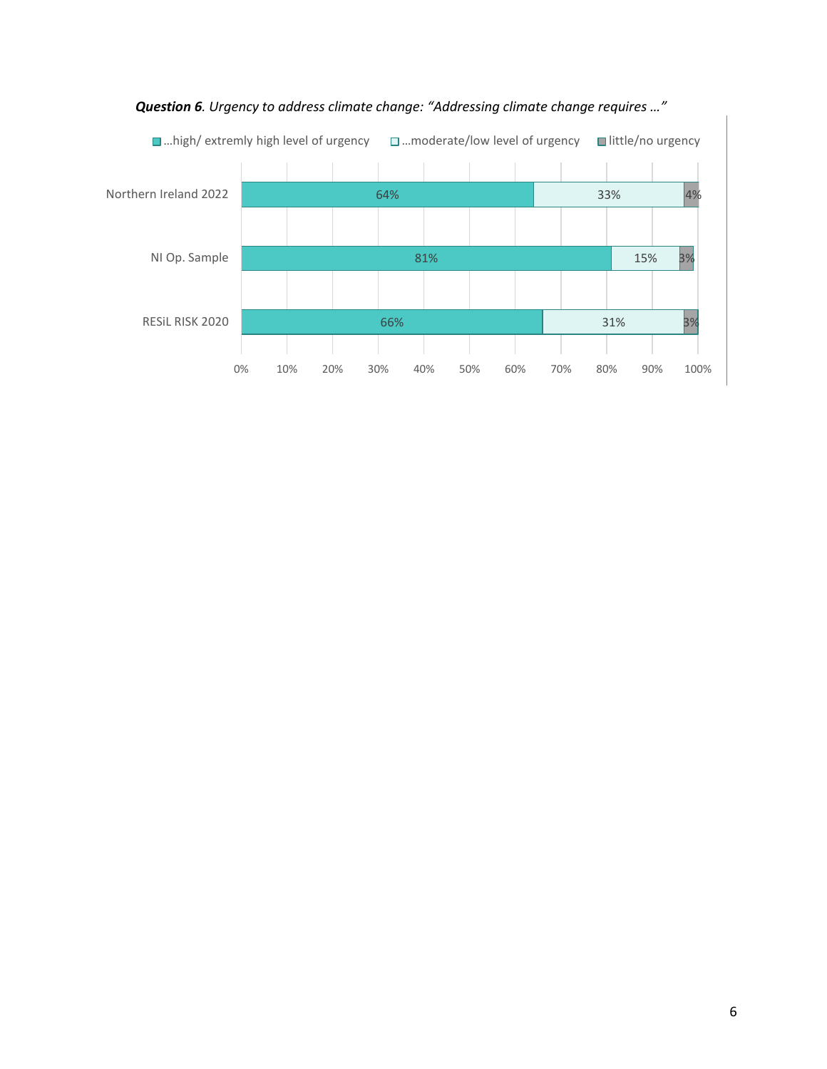***Question 6**. Urgency to address climate change: "Addressing climate change requires …"*

| | ...high/ extremly high level of urgency | ...moderate/low level of urgency | little/no urgency |
|---|---|---|---|
| Northern Ireland 2022 | 64% | 33% | 4% |
| NI Op. Sample | 81% | 15% | 3% |
| RESiL RISK 2020 | 66% | 31% | 3% |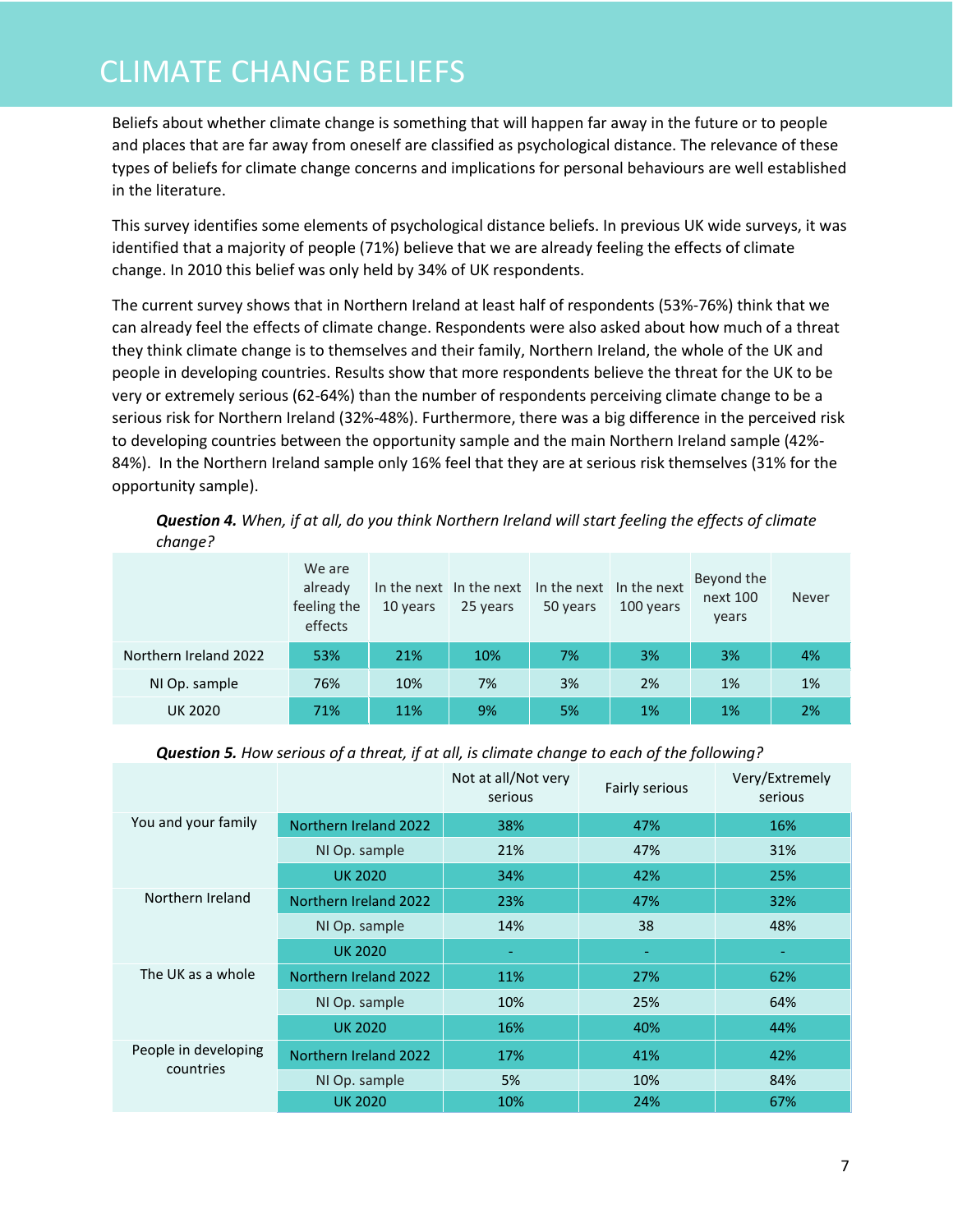# CLIMATE CHANGE BELIEFS

Beliefs about whether climate change is something that will happen far away in the future or to people and places that are far away from oneself are classified as psychological distance. The relevance of these types of beliefs for climate change concerns and implications for personal behaviours are well established in the literature.

This survey identifies some elements of psychological distance beliefs. In previous UK wide surveys, it was identified that a majority of people (71%) believe that we are already feeling the effects of climate change. In 2010 this belief was only held by 34% of UK respondents.

The current survey shows that in Northern Ireland at least half of respondents (53%-76%) think that we can already feel the effects of climate change. Respondents were also asked about how much of a threat they think climate change is to themselves and their family, Northern Ireland, the whole of the UK and people in developing countries. Results show that more respondents believe the threat for the UK to be very or extremely serious (62-64%) than the number of respondents perceiving climate change to be a serious risk for Northern Ireland (32%-48%). Furthermore, there was a big difference in the perceived risk to developing countries between the opportunity sample and the main Northern Ireland sample (42%-84%). In the Northern Ireland sample only 16% feel that they are at serious risk themselves (31% for the opportunity sample).

***Question 4.*** *When, if at all, do you think Northern Ireland will start feeling the effects of climate change?*

| | We are already feeling the effects | In the next 10 years | In the next 25 years | In the next 50 years | In the next 100 years | Beyond the next 100 years | Never |
|---|---|---|---|---|---|---|---|
| Northern Ireland 2022 | 53% | 21% | 10% | 7% | 3% | 3% | 4% |
| NI Op. sample | 76% | 10% | 7% | 3% | 2% | 1% | 1% |
| UK 2020 | 71% | 11% | 9% | 5% | 1% | 1% | 2% |

***Question 5.*** *How serious of a threat, if at all, is climate change to each of the following?*

| | | Not at all/Not very serious | Fairly serious | Very/Extremely serious |
|---|---|---|---|---|
| You and your family | Northern Ireland 2022 | 38% | 47% | 16% |
| | NI Op. sample | 21% | 47% | 31% |
| | UK 2020 | 34% | 42% | 25% |
| Northern Ireland | Northern Ireland 2022 | 23% | 47% | 32% |
| | NI Op. sample | 14% | 38 | 48% |
| | UK 2020 | - | - | - |
| The UK as a whole | Northern Ireland 2022 | 11% | 27% | 62% |
| | NI Op. sample | 10% | 25% | 64% |
| | UK 2020 | 16% | 40% | 44% |
| People in developing countries | Northern Ireland 2022 | 17% | 41% | 42% |
| | NI Op. sample | 5% | 10% | 84% |
| | UK 2020 | 10% | 24% | 67% |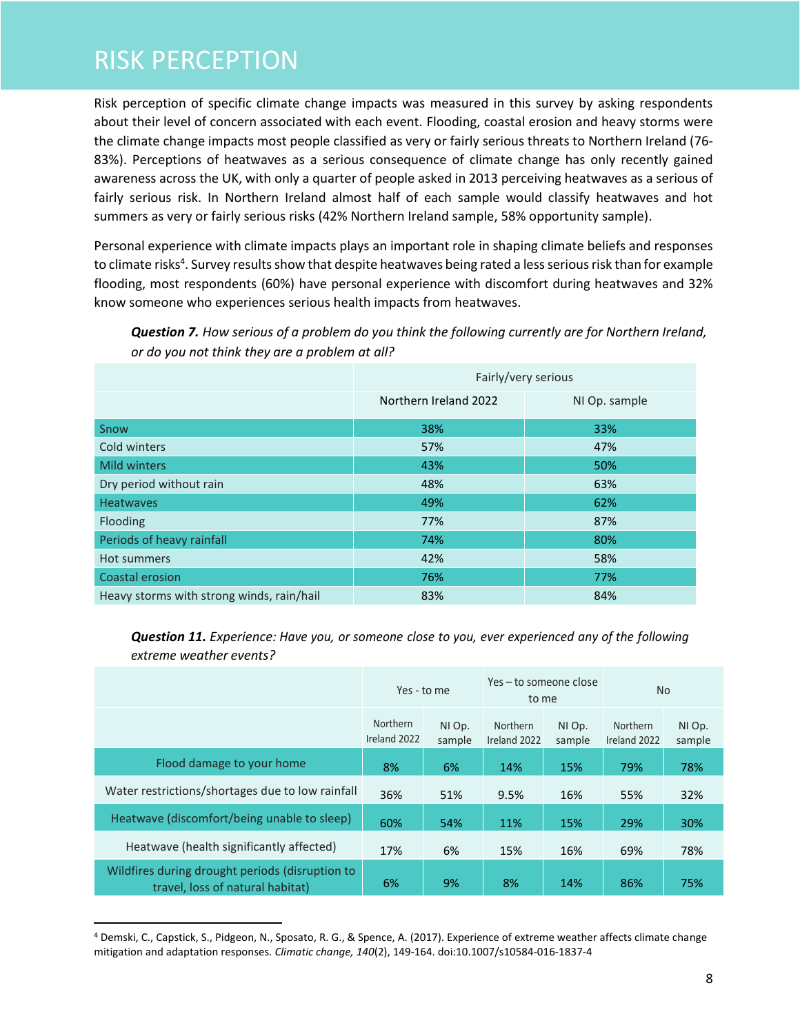# RISK PERCEPTION

Risk perception of specific climate change impacts was measured in this survey by asking respondents about their level of concern associated with each event. Flooding, coastal erosion and heavy storms were the climate change impacts most people classified as very or fairly serious threats to Northern Ireland (76-83%). Perceptions of heatwaves as a serious consequence of climate change has only recently gained awareness across the UK, with only a quarter of people asked in 2013 perceiving heatwaves as a serious of fairly serious risk. In Northern Ireland almost half of each sample would classify heatwaves and hot summers as very or fairly serious risks (42% Northern Ireland sample, 58% opportunity sample).

Personal experience with climate impacts plays an important role in shaping climate beliefs and responses to climate risks[4]. Survey results show that despite heatwaves being rated a less serious risk than for example flooding, most respondents (60%) have personal experience with discomfort during heatwaves and 32% know someone who experiences serious health impacts from heatwaves.

***Question 7.*** *How serious of a problem do you think the following currently are for Northern Ireland, or do you not think they are a problem at all?*

| | Fairly/very serious | |
|---|---|---|
| | Northern Ireland 2022 | NI Op. sample |
| Snow | 38% | 33% |
| Cold winters | 57% | 47% |
| Mild winters | 43% | 50% |
| Dry period without rain | 48% | 63% |
| Heatwaves | 49% | 62% |
| Flooding | 77% | 87% |
| Periods of heavy rainfall | 74% | 80% |
| Hot summers | 42% | 58% |
| Coastal erosion | 76% | 77% |
| Heavy storms with strong winds, rain/hail | 83% | 84% |

***Question 11.*** *Experience: Have you, or someone close to you, ever experienced any of the following extreme weather events?*

| | Yes - to me | | Yes – to someone close to me | | No | |
|---|---|---|---|---|---|---|
| | Northern Ireland 2022 | NI Op. sample | Northern Ireland 2022 | NI Op. sample | Northern Ireland 2022 | NI Op. sample |
| Flood damage to your home | 8% | 6% | 14% | 15% | 79% | 78% |
| Water restrictions/shortages due to low rainfall | 36% | 51% | 9.5% | 16% | 55% | 32% |
| Heatwave (discomfort/being unable to sleep) | 60% | 54% | 11% | 15% | 29% | 30% |
| Heatwave (health significantly affected) | 17% | 6% | 15% | 16% | 69% | 78% |
| Wildfires during drought periods (disruption to travel, loss of natural habitat) | 6% | 9% | 8% | 14% | 86% | 75% |

[4] Demski, C., Capstick, S., Pidgeon, N., Sposato, R. G., & Spence, A. (2017). Experience of extreme weather affects climate change mitigation and adaptation responses. *Climatic change, 140*(2), 149-164. doi:10.1007/s10584-016-1837-4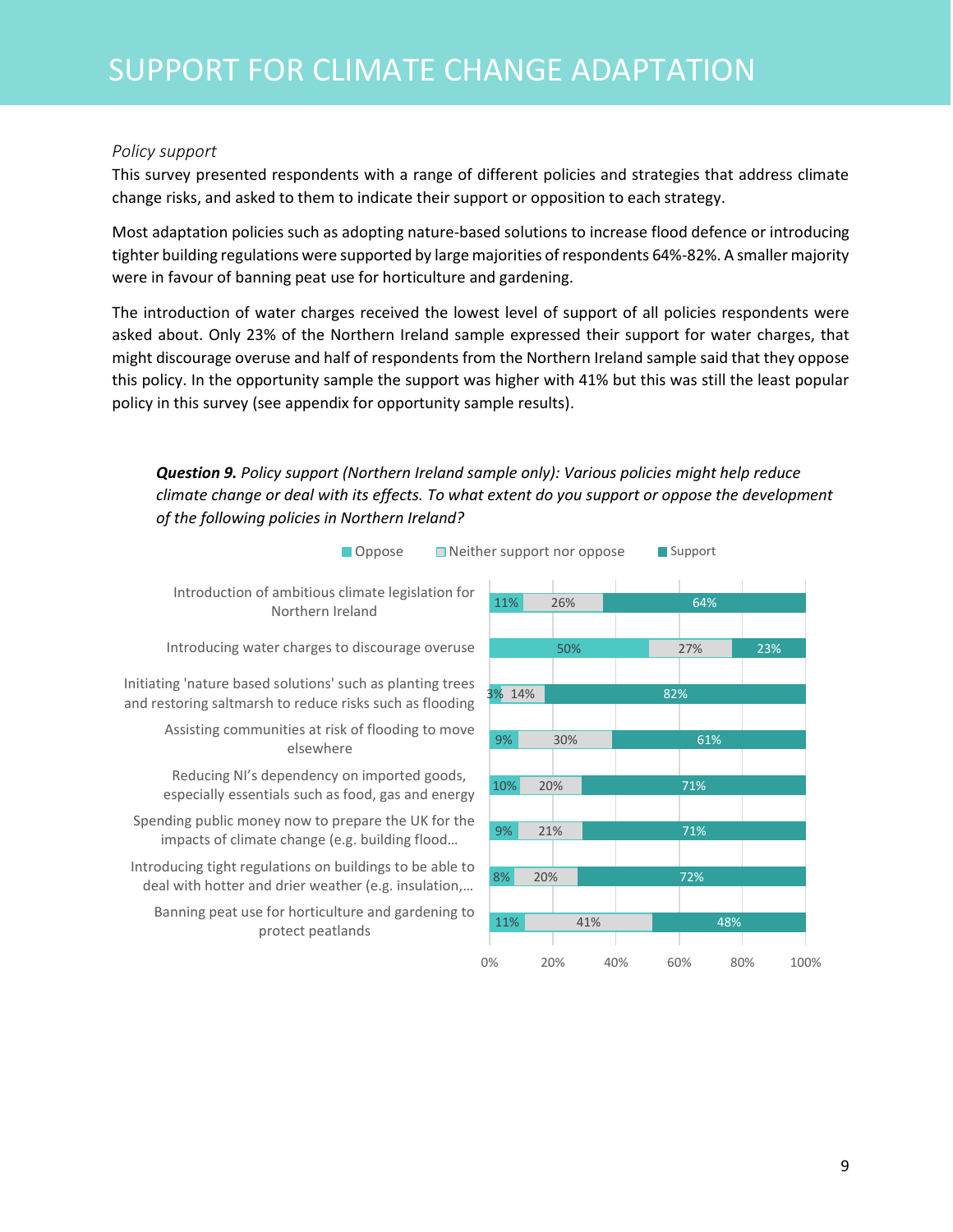# SUPPORT FOR CLIMATE CHANGE ADAPTATION

*Policy support*

This survey presented respondents with a range of different policies and strategies that address climate change risks, and asked to them to indicate their support or opposition to each strategy.

Most adaptation policies such as adopting nature-based solutions to increase flood defence or introducing tighter building regulations were supported by large majorities of respondents 64%-82%. A smaller majority were in favour of banning peat use for horticulture and gardening.

The introduction of water charges received the lowest level of support of all policies respondents were asked about. Only 23% of the Northern Ireland sample expressed their support for water charges, that might discourage overuse and half of respondents from the Northern Ireland sample said that they oppose this policy. In the opportunity sample the support was higher with 41% but this was still the least popular policy in this survey (see appendix for opportunity sample results).

***Question 9.*** *Policy support (Northern Ireland sample only): Various policies might help reduce climate change or deal with its effects. To what extent do you support or oppose the development of the following policies in Northern Ireland?*

| Policy | Oppose | Neither support nor oppose | Support |
|---|---|---|---|
| Introduction of ambitious climate legislation for Northern Ireland | 11% | 26% | 64% |
| Introducing water charges to discourage overuse | 50% | 27% | 23% |
| Initiating 'nature based solutions' such as planting trees and restoring saltmarsh to reduce risks such as flooding | 3% | 14% | 82% |
| Assisting communities at risk of flooding to move elsewhere | 9% | 30% | 61% |
| Reducing NI's dependency on imported goods, especially essentials such as food, gas and energy | 10% | 20% | 71% |
| Spending public money now to prepare the UK for the impacts of climate change (e.g. building flood… | 9% | 21% | 71% |
| Introducing tight regulations on buildings to be able to deal with hotter and drier weather (e.g. insulation,… | 8% | 20% | 72% |
| Banning peat use for horticulture and gardening to protect peatlands | 11% | 41% | 48% |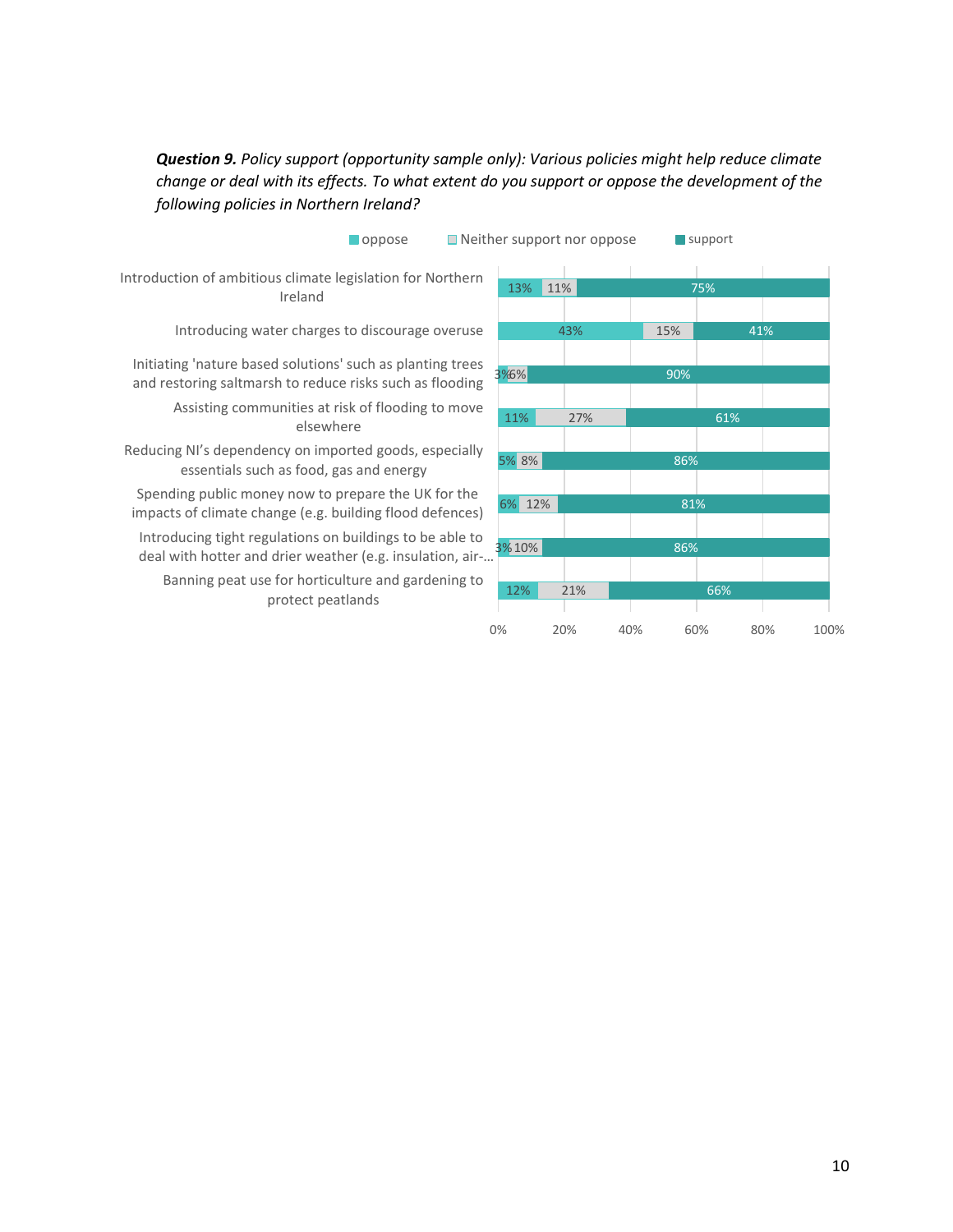***Question 9.*** *Policy support (opportunity sample only): Various policies might help reduce climate change or deal with its effects. To what extent do you support or oppose the development of the following policies in Northern Ireland?*

| Policy | oppose | Neither support nor oppose | support |
|---|---|---|---|
| Introduction of ambitious climate legislation for Northern Ireland | 13% | 11% | 75% |
| Introducing water charges to discourage overuse | 43% | 15% | 41% |
| Initiating 'nature based solutions' such as planting trees and restoring saltmarsh to reduce risks such as flooding | 3% | 6% | 90% |
| Assisting communities at risk of flooding to move elsewhere | 11% | 27% | 61% |
| Reducing NI's dependency on imported goods, especially essentials such as food, gas and energy | 5% | 8% | 86% |
| Spending public money now to prepare the UK for the impacts of climate change (e.g. building flood defences) | 6% | 12% | 81% |
| Introducing tight regulations on buildings to be able to deal with hotter and drier weather (e.g. insulation, air-... | 3% | 10% | 86% |
| Banning peat use for horticulture and gardening to protect peatlands | 12% | 21% | 66% |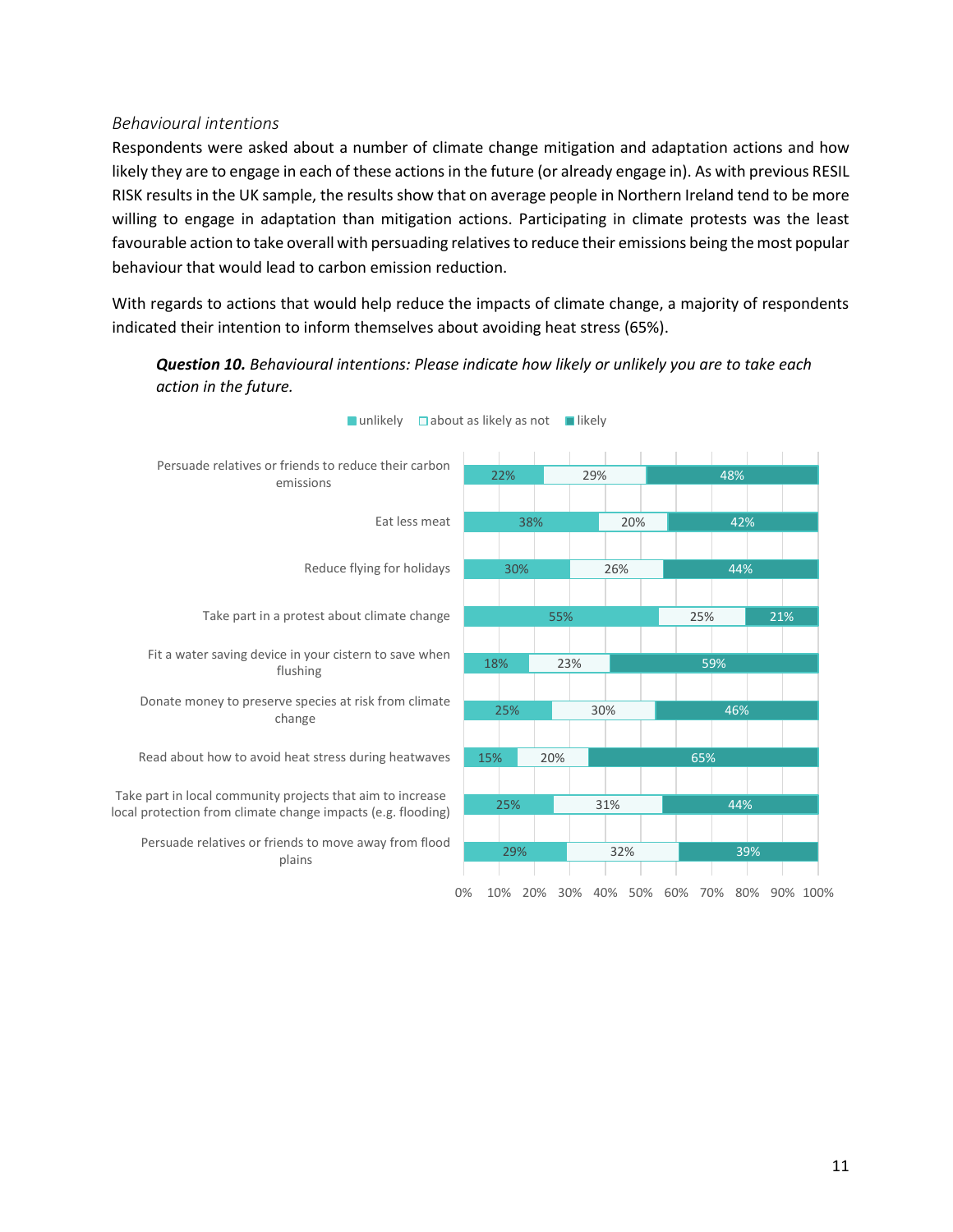*Behavioural intentions*

Respondents were asked about a number of climate change mitigation and adaptation actions and how likely they are to engage in each of these actions in the future (or already engage in). As with previous RESIL RISK results in the UK sample, the results show that on average people in Northern Ireland tend to be more willing to engage in adaptation than mitigation actions. Participating in climate protests was the least favourable action to take overall with persuading relatives to reduce their emissions being the most popular behaviour that would lead to carbon emission reduction.

With regards to actions that would help reduce the impacts of climate change, a majority of respondents indicated their intention to inform themselves about avoiding heat stress (65%).

***Question 10.*** *Behavioural intentions: Please indicate how likely or unlikely you are to take each action in the future.*

| Action | unlikely | about as likely as not | likely |
| --- | --- | --- | --- |
| Persuade relatives or friends to reduce their carbon emissions | 22% | 29% | 48% |
| Eat less meat | 38% | 20% | 42% |
| Reduce flying for holidays | 30% | 26% | 44% |
| Take part in a protest about climate change | 55% | 25% | 21% |
| Fit a water saving device in your cistern to save when flushing | 18% | 23% | 59% |
| Donate money to preserve species at risk from climate change | 25% | 30% | 46% |
| Read about how to avoid heat stress during heatwaves | 15% | 20% | 65% |
| Take part in local community projects that aim to increase local protection from climate change impacts (e.g. flooding) | 25% | 31% | 44% |
| Persuade relatives or friends to move away from flood plains | 29% | 32% | 39% |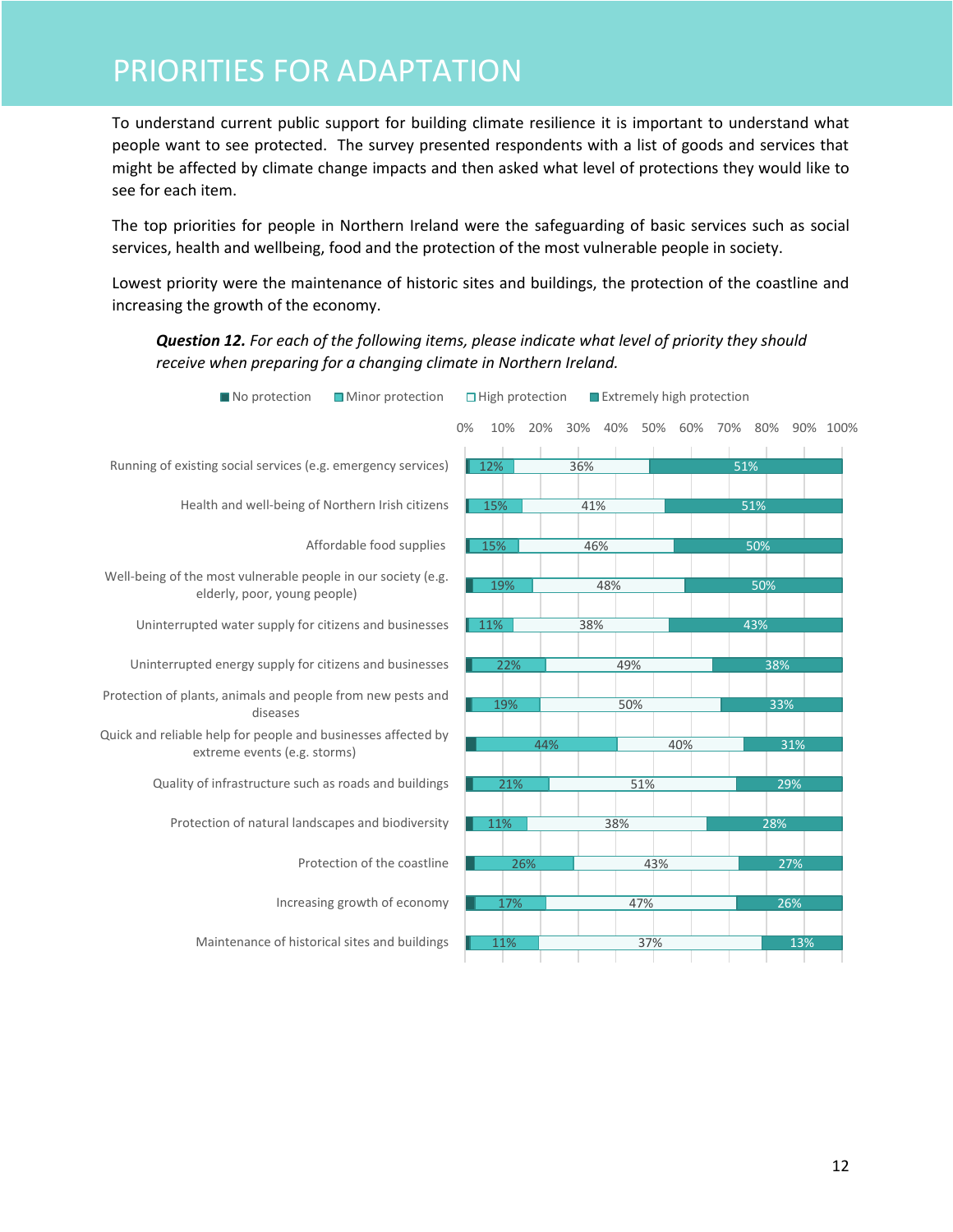# PRIORITIES FOR ADAPTATION

To understand current public support for building climate resilience it is important to understand what people want to see protected. The survey presented respondents with a list of goods and services that might be affected by climate change impacts and then asked what level of protections they would like to see for each item.

The top priorities for people in Northern Ireland were the safeguarding of basic services such as social services, health and wellbeing, food and the protection of the most vulnerable people in society.

Lowest priority were the maintenance of historic sites and buildings, the protection of the coastline and increasing the growth of the economy.

***Question 12.*** *For each of the following items, please indicate what level of priority they should receive when preparing for a changing climate in Northern Ireland.*

| Item | No protection | Minor protection | High protection | Extremely high protection |
|---|---|---|---|---|
| Running of existing social services (e.g. emergency services) | | 12% | 36% | 51% |
| Health and well-being of Northern Irish citizens | | 15% | 41% | 51% |
| Affordable food supplies | | 15% | 46% | 50% |
| Well-being of the most vulnerable people in our society (e.g. elderly, poor, young people) | | 19% | 48% | 50% |
| Uninterrupted water supply for citizens and businesses | | 11% | 38% | 43% |
| Uninterrupted energy supply for citizens and businesses | | 22% | 49% | 38% |
| Protection of plants, animals and people from new pests and diseases | | 19% | 50% | 33% |
| Quick and reliable help for people and businesses affected by extreme events (e.g. storms) | | 44% | 40% | 31% |
| Quality of infrastructure such as roads and buildings | | 21% | 51% | 29% |
| Protection of natural landscapes and biodiversity | | 11% | 38% | 28% |
| Protection of the coastline | | 26% | 43% | 27% |
| Increasing growth of economy | | 17% | 47% | 26% |
| Maintenance of historical sites and buildings | | 11% | 37% | 13% |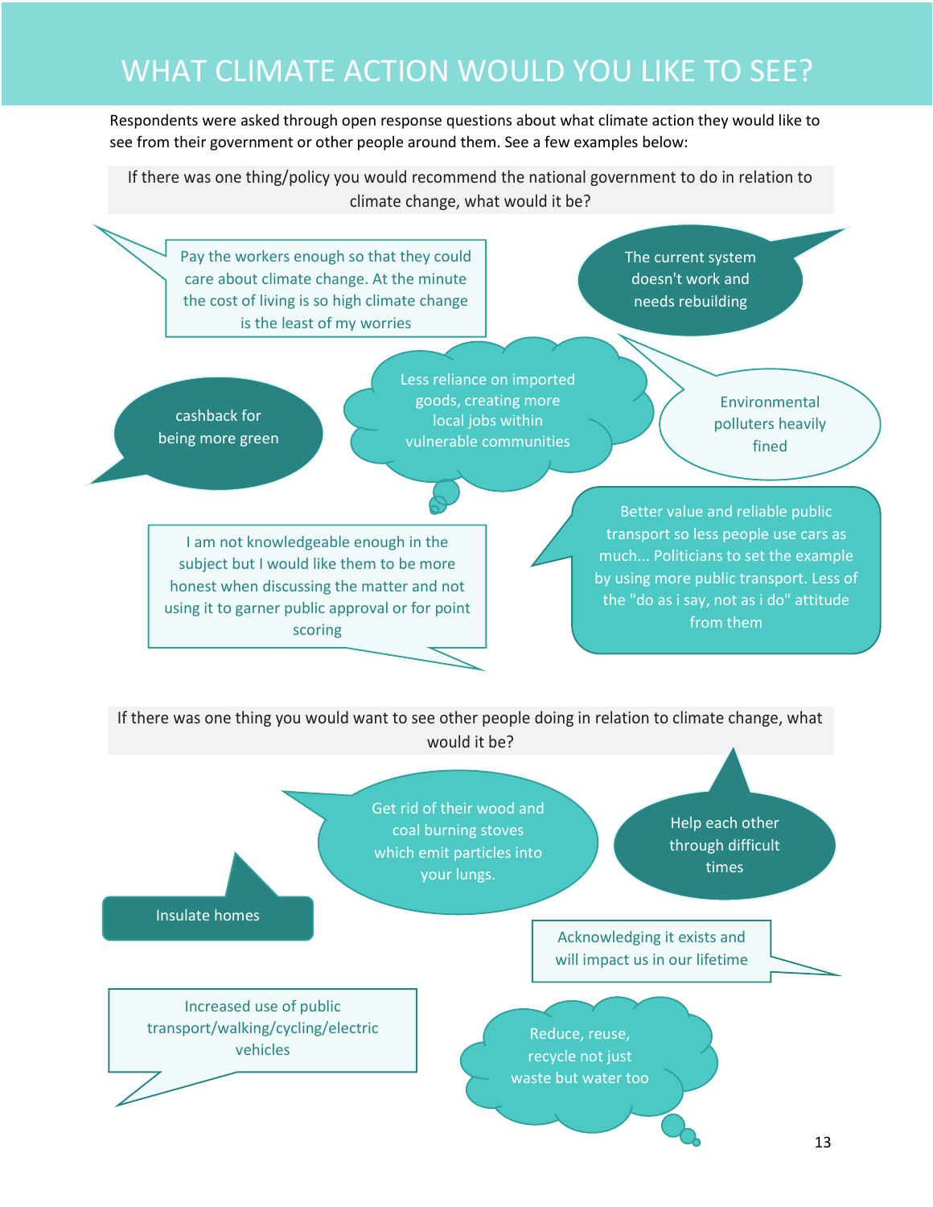# WHAT CLIMATE ACTION WOULD YOU LIKE TO SEE?

Respondents were asked through open response questions about what climate action they would like to see from their government or other people around them. See a few examples below:

**If there was one thing/policy you would recommend the national government to do in relation to climate change, what would it be?**

- Pay the workers enough so that they could care about climate change. At the minute the cost of living is so high climate change is the least of my worries
- The current system doesn't work and needs rebuilding
- cashback for being more green
- Less reliance on imported goods, creating more local jobs within vulnerable communities
- Environmental polluters heavily fined
- I am not knowledgeable enough in the subject but I would like them to be more honest when discussing the matter and not using it to garner public approval or for point scoring
- Better value and reliable public transport so less people use cars as much... Politicians to set the example by using more public transport. Less of the "do as i say, not as i do" attitude from them

**If there was one thing you would want to see other people doing in relation to climate change, what would it be?**

- Get rid of their wood and coal burning stoves which emit particles into your lungs.
- Help each other through difficult times
- Insulate homes
- Acknowledging it exists and will impact us in our lifetime
- Increased use of public transport/walking/cycling/electric vehicles
- Reduce, reuse, recycle not just waste but water too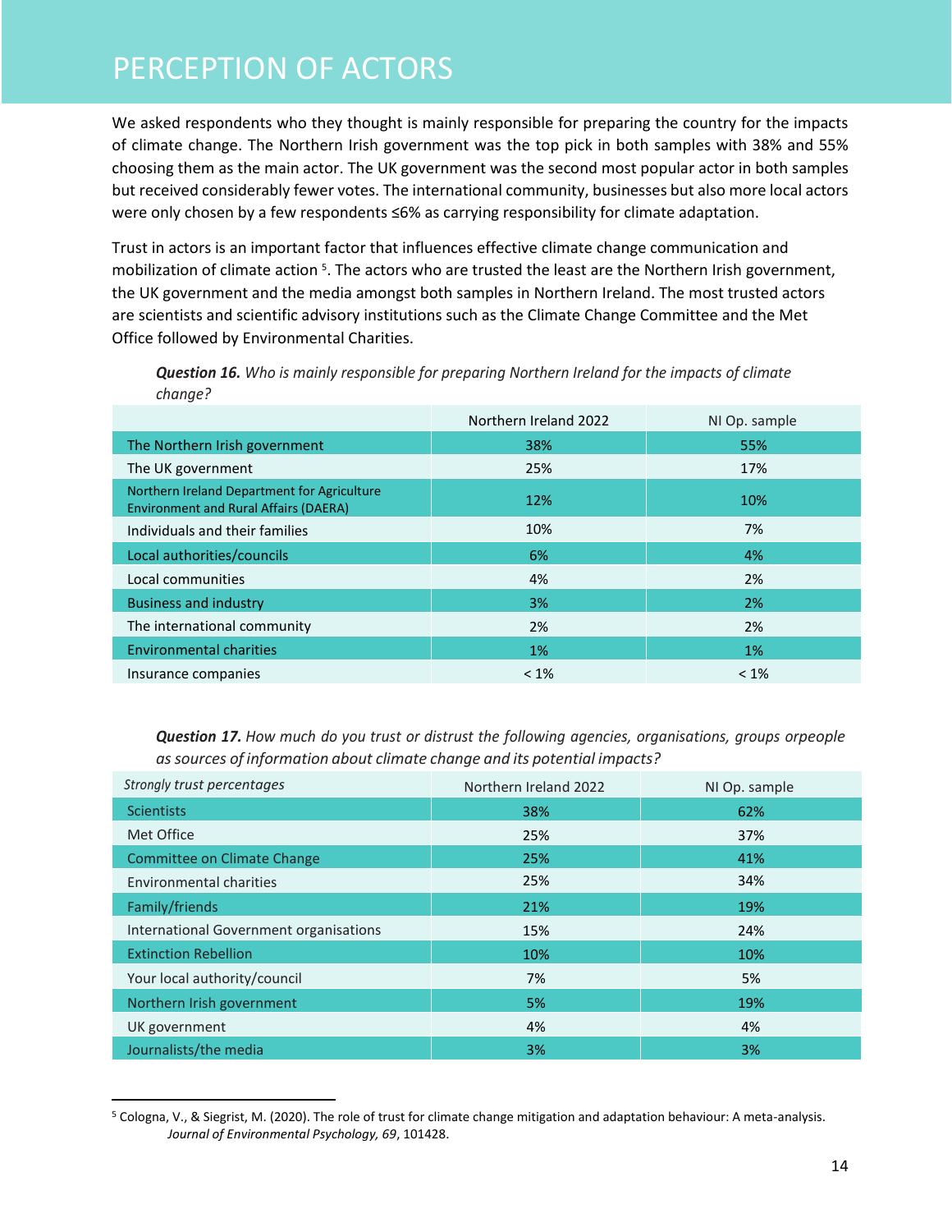# PERCEPTION OF ACTORS

We asked respondents who they thought is mainly responsible for preparing the country for the impacts of climate change. The Northern Irish government was the top pick in both samples with 38% and 55% choosing them as the main actor. The UK government was the second most popular actor in both samples but received considerably fewer votes. The international community, businesses but also more local actors were only chosen by a few respondents ≤6% as carrying responsibility for climate adaptation.

Trust in actors is an important factor that influences effective climate change communication and mobilization of climate action [5]. The actors who are trusted the least are the Northern Irish government, the UK government and the media amongst both samples in Northern Ireland. The most trusted actors are scientists and scientific advisory institutions such as the Climate Change Committee and the Met Office followed by Environmental Charities.

***Question 16.*** *Who is mainly responsible for preparing Northern Ireland for the impacts of climate change?*

| | Northern Ireland 2022 | NI Op. sample |
|---|---|---|
| The Northern Irish government | 38% | 55% |
| The UK government | 25% | 17% |
| Northern Ireland Department for Agriculture Environment and Rural Affairs (DAERA) | 12% | 10% |
| Individuals and their families | 10% | 7% |
| Local authorities/councils | 6% | 4% |
| Local communities | 4% | 2% |
| Business and industry | 3% | 2% |
| The international community | 2% | 2% |
| Environmental charities | 1% | 1% |
| Insurance companies | < 1% | < 1% |

***Question 17.*** *How much do you trust or distrust the following agencies, organisations, groups orpeople as sources of information about climate change and its potential impacts?*

| *Strongly trust percentages* | Northern Ireland 2022 | NI Op. sample |
|---|---|---|
| Scientists | 38% | 62% |
| Met Office | 25% | 37% |
| Committee on Climate Change | 25% | 41% |
| Environmental charities | 25% | 34% |
| Family/friends | 21% | 19% |
| International Government organisations | 15% | 24% |
| Extinction Rebellion | 10% | 10% |
| Your local authority/council | 7% | 5% |
| Northern Irish government | 5% | 19% |
| UK government | 4% | 4% |
| Journalists/the media | 3% | 3% |

[5] Cologna, V., & Siegrist, M. (2020). The role of trust for climate change mitigation and adaptation behaviour: A meta-analysis. *Journal of Environmental Psychology, 69*, 101428.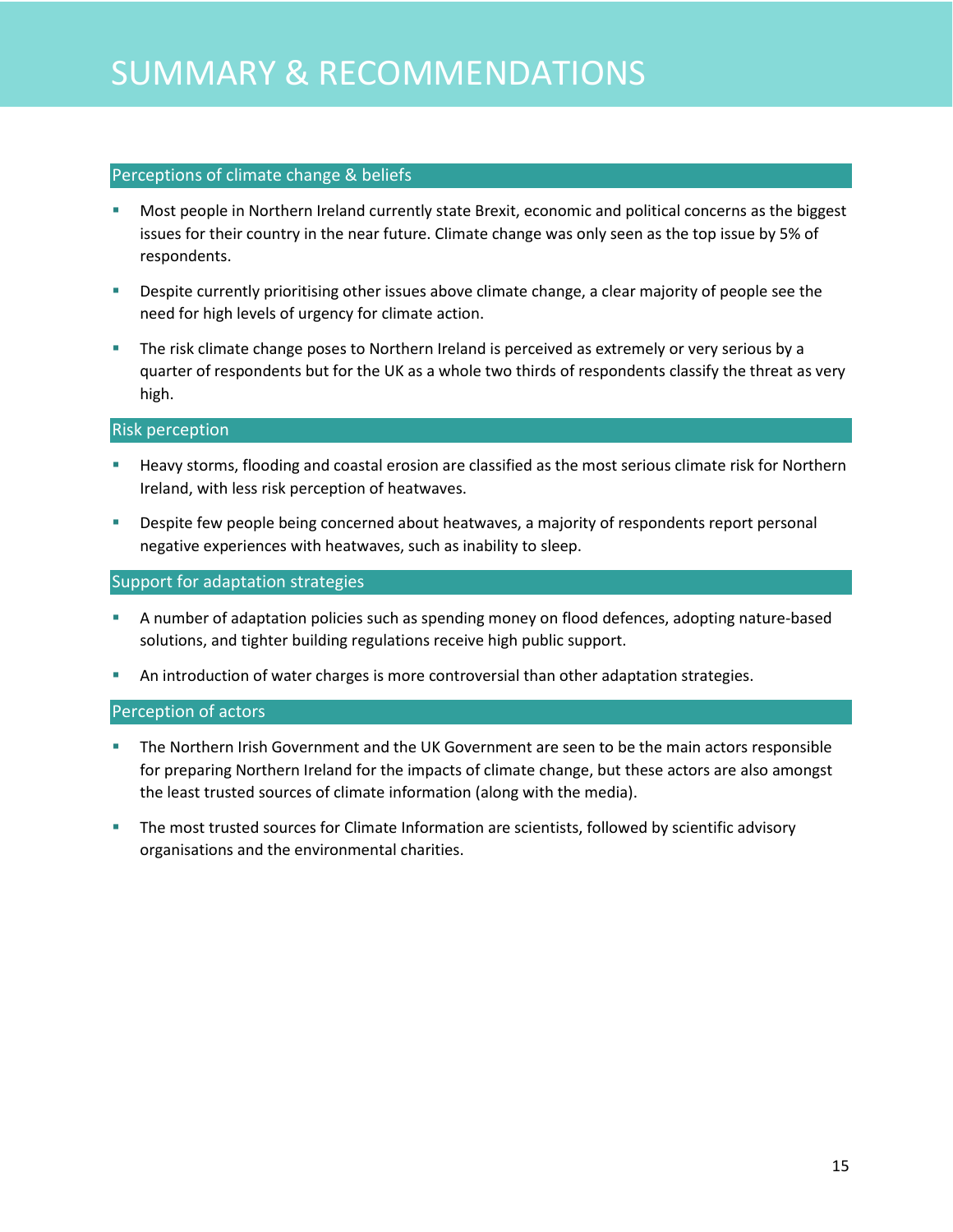# SUMMARY & RECOMMENDATIONS

## Perceptions of climate change & beliefs

- Most people in Northern Ireland currently state Brexit, economic and political concerns as the biggest issues for their country in the near future. Climate change was only seen as the top issue by 5% of respondents.
- Despite currently prioritising other issues above climate change, a clear majority of people see the need for high levels of urgency for climate action.
- The risk climate change poses to Northern Ireland is perceived as extremely or very serious by a quarter of respondents but for the UK as a whole two thirds of respondents classify the threat as very high.

## Risk perception

- Heavy storms, flooding and coastal erosion are classified as the most serious climate risk for Northern Ireland, with less risk perception of heatwaves.
- Despite few people being concerned about heatwaves, a majority of respondents report personal negative experiences with heatwaves, such as inability to sleep.

## Support for adaptation strategies

- A number of adaptation policies such as spending money on flood defences, adopting nature-based solutions, and tighter building regulations receive high public support.
- An introduction of water charges is more controversial than other adaptation strategies.

## Perception of actors

- The Northern Irish Government and the UK Government are seen to be the main actors responsible for preparing Northern Ireland for the impacts of climate change, but these actors are also amongst the least trusted sources of climate information (along with the media).
- The most trusted sources for Climate Information are scientists, followed by scientific advisory organisations and the environmental charities.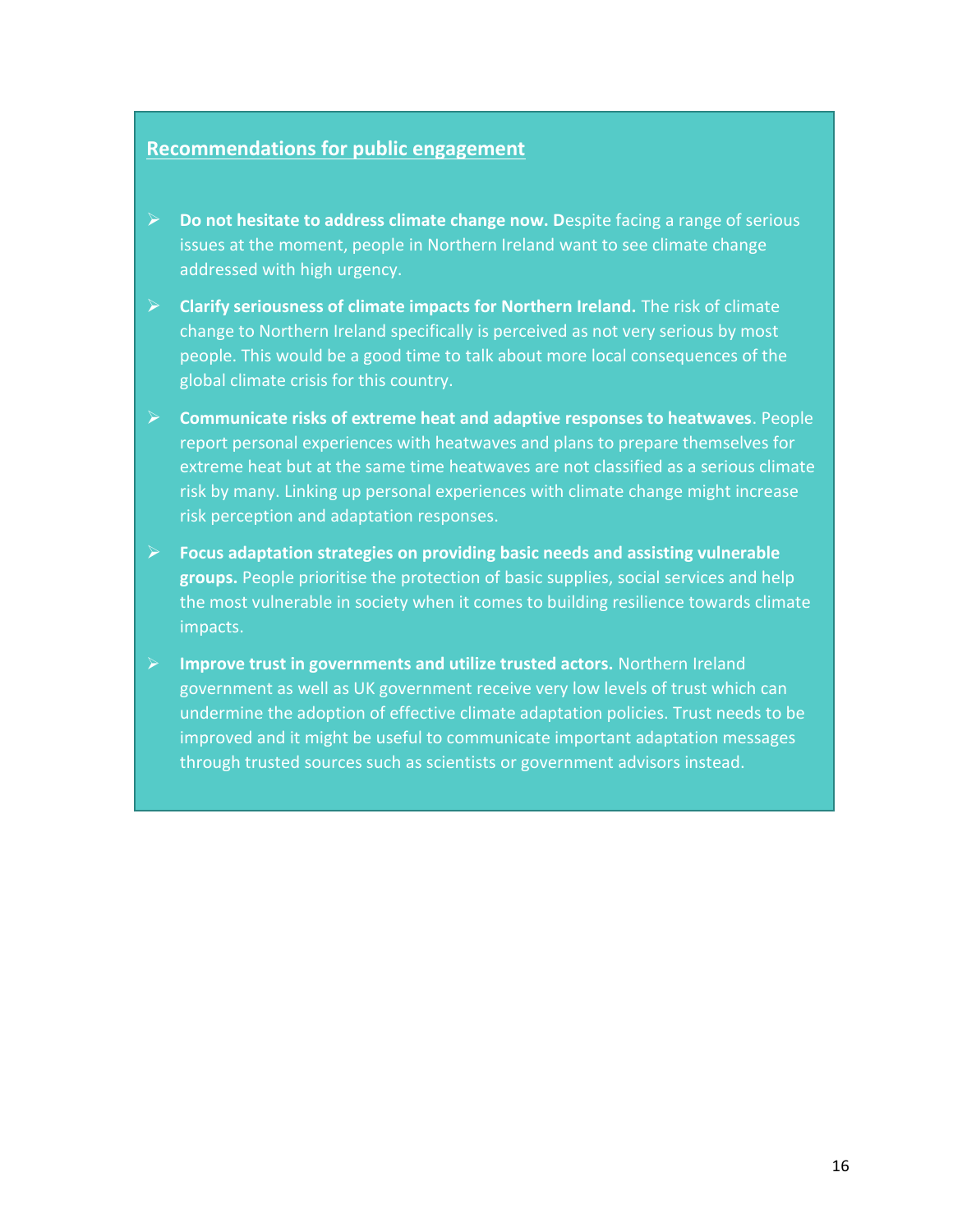## Recommendations for public engagement

- **Do not hesitate to address climate change now. D**espite facing a range of serious issues at the moment, people in Northern Ireland want to see climate change addressed with high urgency.
- **Clarify seriousness of climate impacts for Northern Ireland.** The risk of climate change to Northern Ireland specifically is perceived as not very serious by most people. This would be a good time to talk about more local consequences of the global climate crisis for this country.
- **Communicate risks of extreme heat and adaptive responses to heatwaves**. People report personal experiences with heatwaves and plans to prepare themselves for extreme heat but at the same time heatwaves are not classified as a serious climate risk by many. Linking up personal experiences with climate change might increase risk perception and adaptation responses.
- **Focus adaptation strategies on providing basic needs and assisting vulnerable groups.** People prioritise the protection of basic supplies, social services and help the most vulnerable in society when it comes to building resilience towards climate impacts.
- **Improve trust in governments and utilize trusted actors.** Northern Ireland government as well as UK government receive very low levels of trust which can undermine the adoption of effective climate adaptation policies. Trust needs to be improved and it might be useful to communicate important adaptation messages through trusted sources such as scientists or government advisors instead.